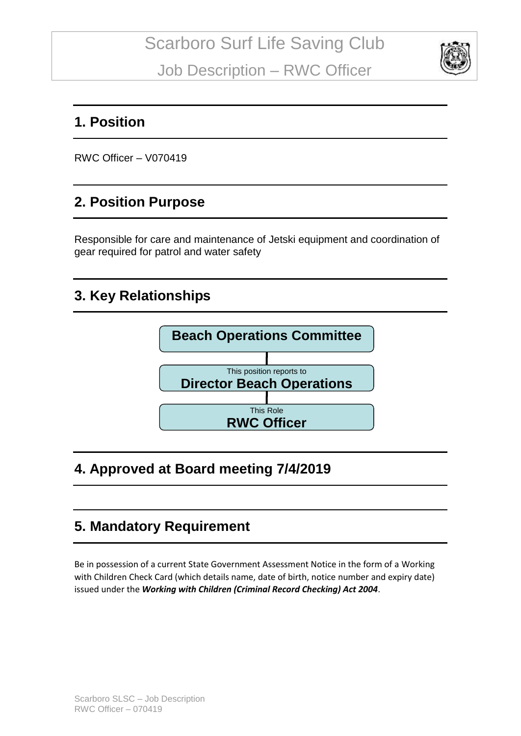# Scarboro Surf Life Saving Club

## Job Description – RWC Officer

## 1. Position

RWC Officer – V070419

## 2. Position Purpose

Responsible for care and maintenance of Jetski equipment and coordination of gear required for patrol and water safety

## 3. Key Relationships

**Beach Operations Committee**

This position reports to
**Director Beach Operations**

This Role
**RWC Officer**

## 4. Approved at Board meeting 7/4/2019

## 5. Mandatory Requirement

Be in possession of a current State Government Assessment Notice in the form of a Working with Children Check Card (which details name, date of birth, notice number and expiry date) issued under the ***Working with Children (Criminal Record Checking) Act 2004***.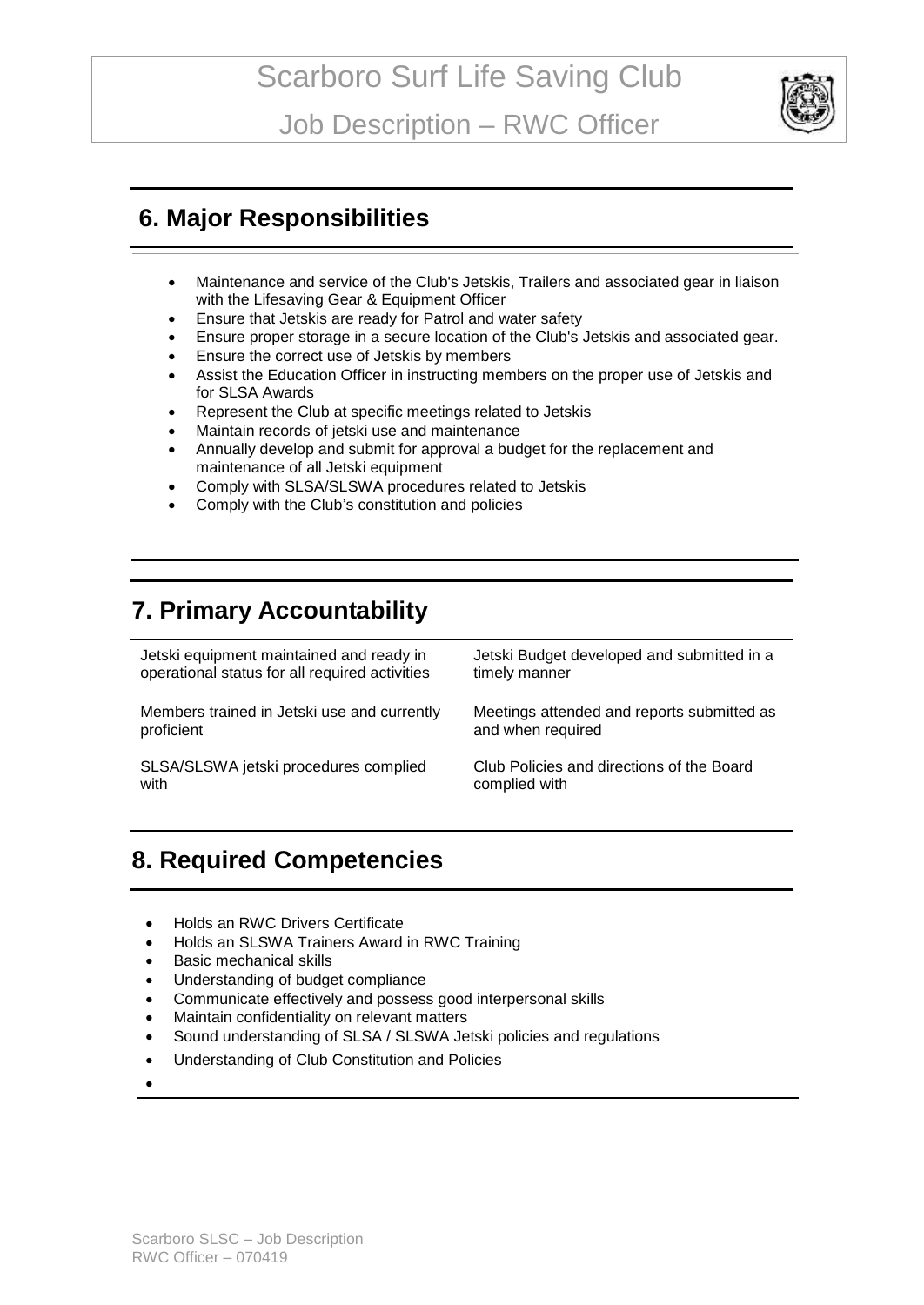## 6. Major Responsibilities

- Maintenance and service of the Club's Jetskis, Trailers and associated gear in liaison with the Lifesaving Gear & Equipment Officer
- Ensure that Jetskis are ready for Patrol and water safety
- Ensure proper storage in a secure location of the Club's Jetskis and associated gear.
- Ensure the correct use of Jetskis by members
- Assist the Education Officer in instructing members on the proper use of Jetskis and for SLSA Awards
- Represent the Club at specific meetings related to Jetskis
- Maintain records of jetski use and maintenance
- Annually develop and submit for approval a budget for the replacement and maintenance of all Jetski equipment
- Comply with SLSA/SLSWA procedures related to Jetskis
- Comply with the Club's constitution and policies

## 7. Primary Accountability

| | |
|---|---|
| Jetski equipment maintained and ready in operational status for all required activities | Jetski Budget developed and submitted in a timely manner |
| Members trained in Jetski use and currently proficient | Meetings attended and reports submitted as and when required |
| SLSA/SLSWA jetski procedures complied with | Club Policies and directions of the Board complied with |

## 8. Required Competencies

- Holds an RWC Drivers Certificate
- Holds an SLSWA Trainers Award in RWC Training
- Basic mechanical skills
- Understanding of budget compliance
- Communicate effectively and possess good interpersonal skills
- Maintain confidentiality on relevant matters
- Sound understanding of SLSA / SLSWA Jetski policies and regulations
- Understanding of Club Constitution and Policies